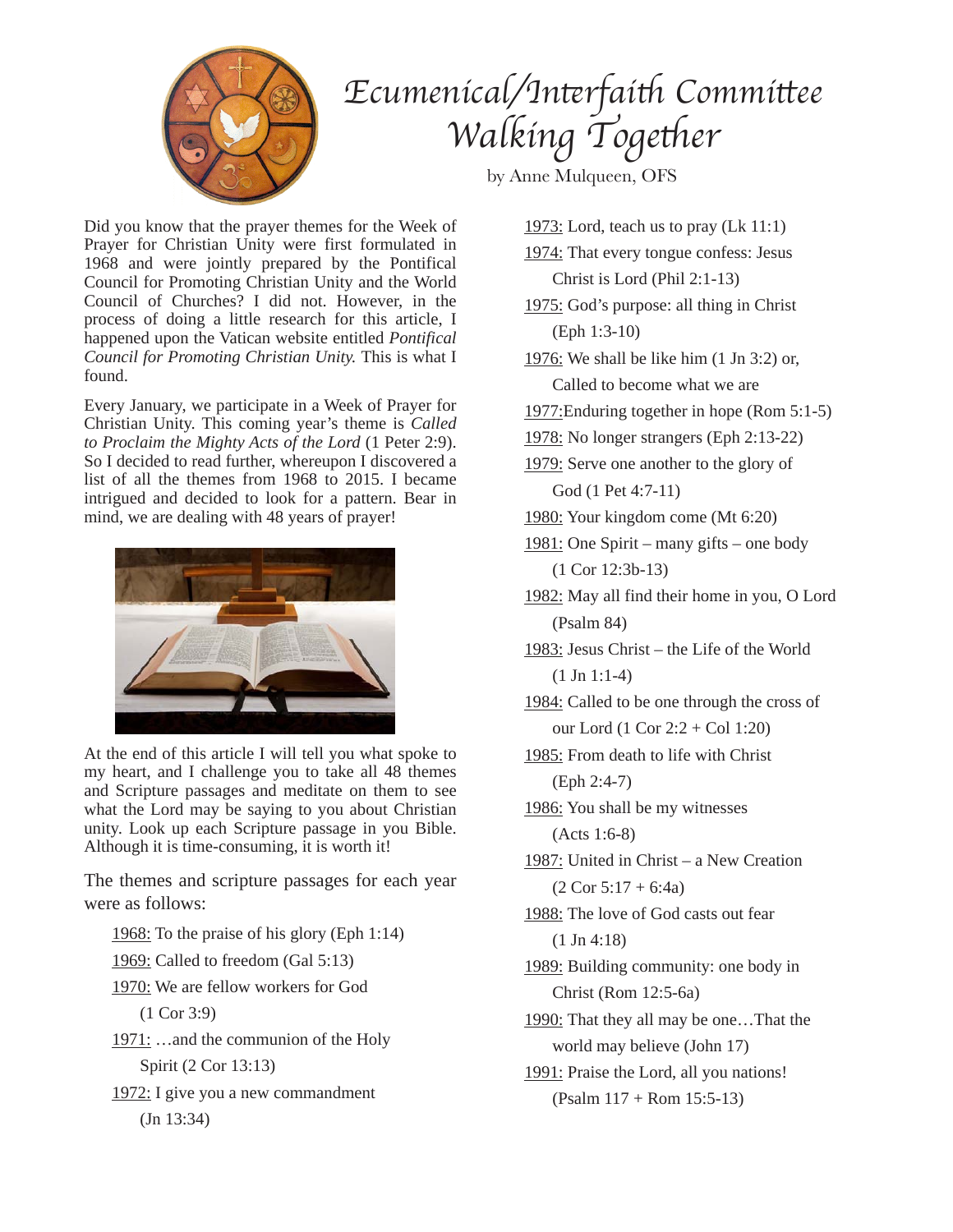# Ecumenical/Interfaith Committee
## Walking Together

by Anne Mulqueen, OFS

Did you know that the prayer themes for the Week of Prayer for Christian Unity were first formulated in 1968 and were jointly prepared by the Pontifical Council for Promoting Christian Unity and the World Council of Churches? I did not. However, in the process of doing a little research for this article, I happened upon the Vatican website entitled *Pontifical Council for Promoting Christian Unity.* This is what I found.

Every January, we participate in a Week of Prayer for Christian Unity. This coming year's theme is *Called to Proclaim the Mighty Acts of the Lord* (1 Peter 2:9). So I decided to read further, whereupon I discovered a list of all the themes from 1968 to 2015. I became intrigued and decided to look for a pattern. Bear in mind, we are dealing with 48 years of prayer!

At the end of this article I will tell you what spoke to my heart, and I challenge you to take all 48 themes and Scripture passages and meditate on them to see what the Lord may be saying to you about Christian unity. Look up each Scripture passage in you Bible. Although it is time-consuming, it is worth it!

The themes and scripture passages for each year were as follows:

- 1968: To the praise of his glory (Eph 1:14)
- 1969: Called to freedom (Gal 5:13)
- 1970: We are fellow workers for God (1 Cor 3:9)
- 1971: …and the communion of the Holy Spirit (2 Cor 13:13)
- 1972: I give you a new commandment (Jn 13:34)
- 1973: Lord, teach us to pray (Lk 11:1)
- 1974: That every tongue confess: Jesus Christ is Lord (Phil 2:1-13)
- 1975: God's purpose: all thing in Christ (Eph 1:3-10)
- 1976: We shall be like him (1 Jn 3:2) or, Called to become what we are
- 1977: Enduring together in hope (Rom 5:1-5)
- 1978: No longer strangers (Eph 2:13-22)
- 1979: Serve one another to the glory of God (1 Pet 4:7-11)
- 1980: Your kingdom come (Mt 6:20)
- 1981: One Spirit – many gifts – one body (1 Cor 12:3b-13)
- 1982: May all find their home in you, O Lord (Psalm 84)
- 1983: Jesus Christ – the Life of the World (1 Jn 1:1-4)
- 1984: Called to be one through the cross of our Lord (1 Cor 2:2 + Col 1:20)
- 1985: From death to life with Christ (Eph 2:4-7)
- 1986: You shall be my witnesses (Acts 1:6-8)
- 1987: United in Christ – a New Creation (2 Cor 5:17 + 6:4a)
- 1988: The love of God casts out fear (1 Jn 4:18)
- 1989: Building community: one body in Christ (Rom 12:5-6a)
- 1990: That they all may be one…That the world may believe (John 17)
- 1991: Praise the Lord, all you nations! (Psalm 117 + Rom 15:5-13)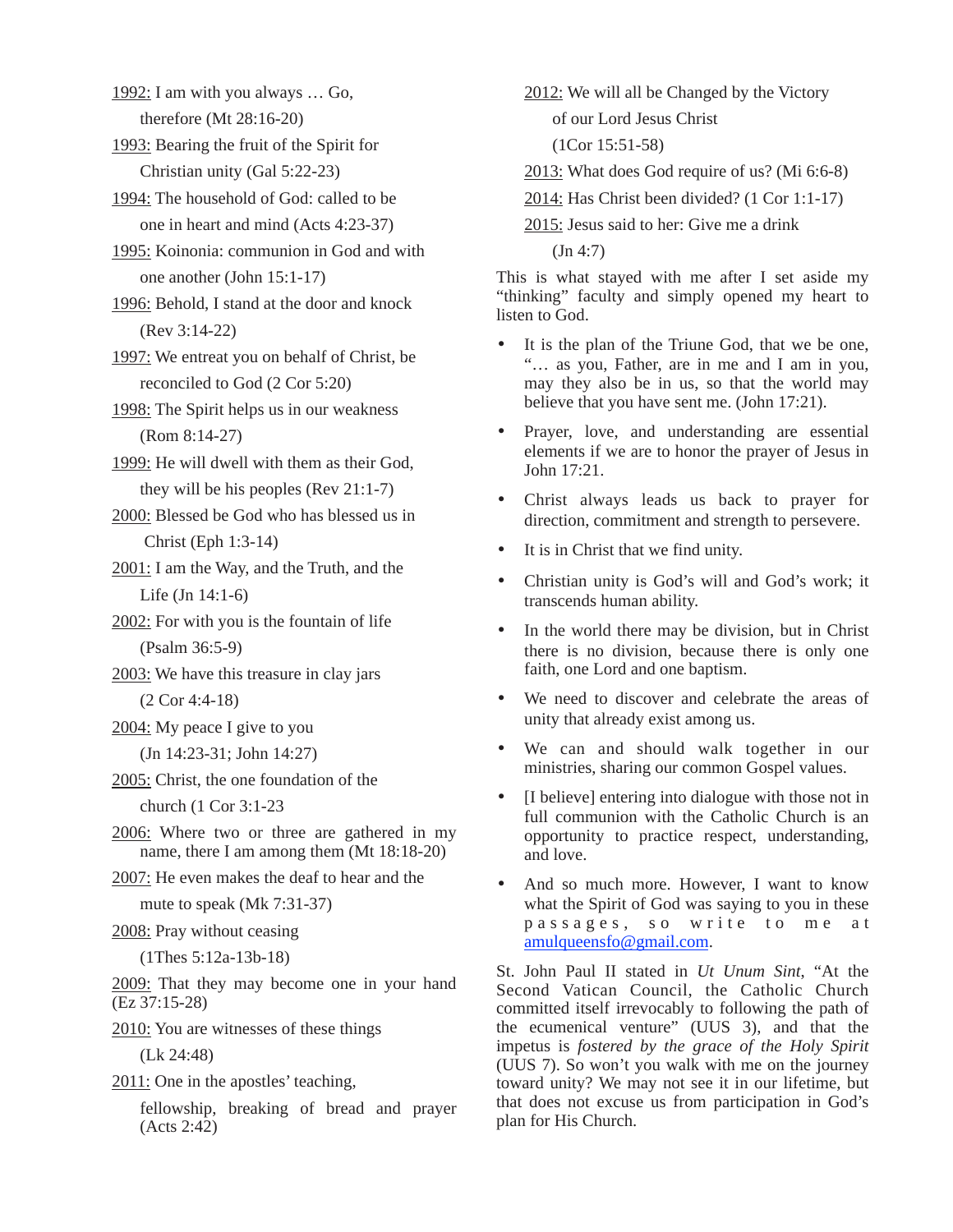1992: I am with you always … Go, therefore (Mt 28:16-20)

1993: Bearing the fruit of the Spirit for Christian unity (Gal 5:22-23)

1994: The household of God: called to be one in heart and mind (Acts 4:23-37)

1995: Koinonia: communion in God and with one another (John 15:1-17)

1996: Behold, I stand at the door and knock (Rev 3:14-22)

1997: We entreat you on behalf of Christ, be reconciled to God (2 Cor 5:20)

1998: The Spirit helps us in our weakness (Rom 8:14-27)

1999: He will dwell with them as their God, they will be his peoples (Rev 21:1-7)

2000: Blessed be God who has blessed us in Christ (Eph 1:3-14)

2001: I am the Way, and the Truth, and the Life (Jn 14:1-6)

2002: For with you is the fountain of life (Psalm 36:5-9)

2003: We have this treasure in clay jars (2 Cor 4:4-18)

2004: My peace I give to you (Jn 14:23-31; John 14:27)

2005: Christ, the one foundation of the church (1 Cor 3:1-23

2006: Where two or three are gathered in my name, there I am among them (Mt 18:18-20)

2007: He even makes the deaf to hear and the mute to speak (Mk 7:31-37)

2008: Pray without ceasing (1Thes 5:12a-13b-18)

2009: That they may become one in your hand (Ez 37:15-28)

2010: You are witnesses of these things (Lk 24:48)

2011: One in the apostles' teaching, fellowship, breaking of bread and prayer (Acts 2:42)

2012: We will all be Changed by the Victory of our Lord Jesus Christ (1Cor 15:51-58)

2013: What does God require of us? (Mi 6:6-8)

2014: Has Christ been divided? (1 Cor 1:1-17)

2015: Jesus said to her: Give me a drink (Jn 4:7)

This is what stayed with me after I set aside my "thinking" faculty and simply opened my heart to listen to God.

- It is the plan of the Triune God, that we be one, "… as you, Father, are in me and I am in you, may they also be in us, so that the world may believe that you have sent me. (John 17:21).
- Prayer, love, and understanding are essential elements if we are to honor the prayer of Jesus in John 17:21.
- Christ always leads us back to prayer for direction, commitment and strength to persevere.
- It is in Christ that we find unity.
- Christian unity is God's will and God's work; it transcends human ability.
- In the world there may be division, but in Christ there is no division, because there is only one faith, one Lord and one baptism.
- We need to discover and celebrate the areas of unity that already exist among us.
- We can and should walk together in our ministries, sharing our common Gospel values.
- [I believe] entering into dialogue with those not in full communion with the Catholic Church is an opportunity to practice respect, understanding, and love.
- And so much more. However, I want to know what the Spirit of God was saying to you in these passages, so write to me at amulqueensfo@gmail.com.

St. John Paul II stated in *Ut Unum Sint*, "At the Second Vatican Council, the Catholic Church committed itself irrevocably to following the path of the ecumenical venture" (UUS 3), and that the impetus is *fostered by the grace of the Holy Spirit* (UUS 7). So won't you walk with me on the journey toward unity? We may not see it in our lifetime, but that does not excuse us from participation in God's plan for His Church.